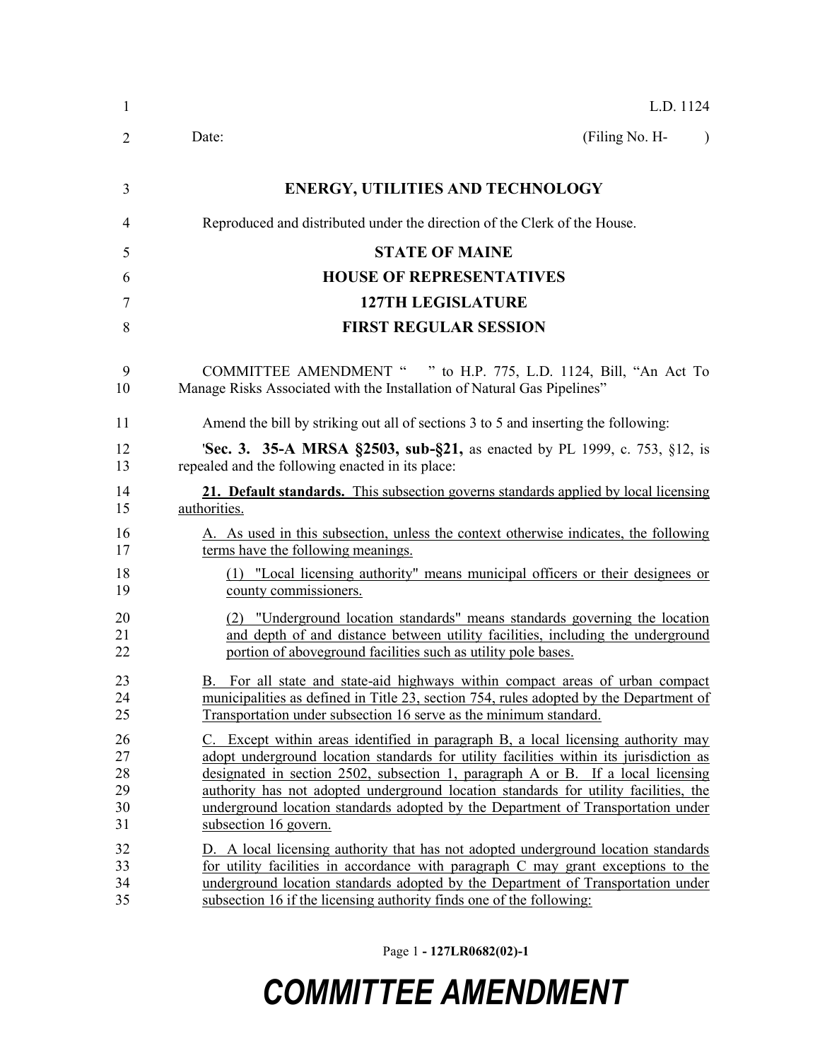L.D. 1124

Date: (Filing No. H- )

## ENERGY, UTILITIES AND TECHNOLOGY

Reproduced and distributed under the direction of the Clerk of the House.

## STATE OF MAINE
## HOUSE OF REPRESENTATIVES
## 127TH LEGISLATURE
## FIRST REGULAR SESSION

COMMITTEE AMENDMENT " " to H.P. 775, L.D. 1124, Bill, "An Act To Manage Risks Associated with the Installation of Natural Gas Pipelines"

Amend the bill by striking out all of sections 3 to 5 and inserting the following:

'**Sec. 3. 35-A MRSA §2503, sub-§21,** as enacted by PL 1999, c. 753, §12, is repealed and the following enacted in its place:

**21. Default standards.** This subsection governs standards applied by local licensing authorities.

A. As used in this subsection, unless the context otherwise indicates, the following terms have the following meanings.

(1) "Local licensing authority" means municipal officers or their designees or county commissioners.

(2) "Underground location standards" means standards governing the location and depth of and distance between utility facilities, including the underground portion of aboveground facilities such as utility pole bases.

B. For all state and state-aid highways within compact areas of urban compact municipalities as defined in Title 23, section 754, rules adopted by the Department of Transportation under subsection 16 serve as the minimum standard.

C. Except within areas identified in paragraph B, a local licensing authority may adopt underground location standards for utility facilities within its jurisdiction as designated in section 2502, subsection 1, paragraph A or B. If a local licensing authority has not adopted underground location standards for utility facilities, the underground location standards adopted by the Department of Transportation under subsection 16 govern.

D. A local licensing authority that has not adopted underground location standards for utility facilities in accordance with paragraph C may grant exceptions to the underground location standards adopted by the Department of Transportation under subsection 16 if the licensing authority finds one of the following: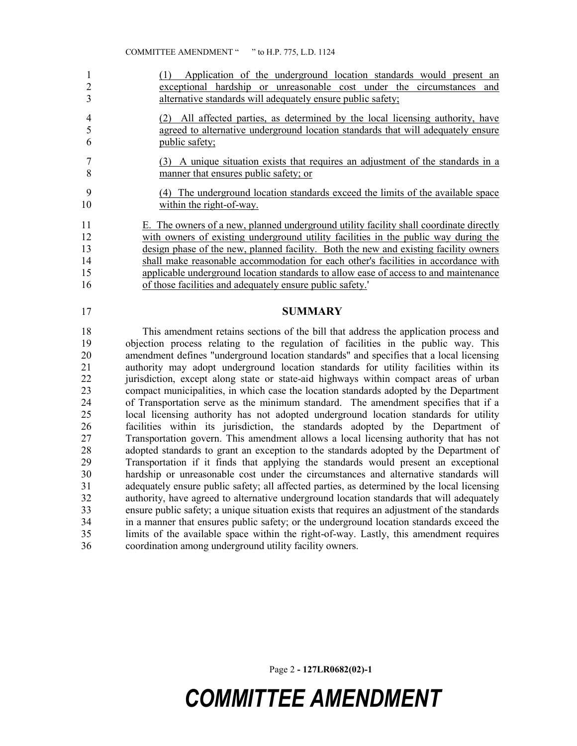(1) Application of the underground location standards would present an exceptional hardship or unreasonable cost under the circumstances and alternative standards will adequately ensure public safety;

(2) All affected parties, as determined by the local licensing authority, have agreed to alternative underground location standards that will adequately ensure public safety;

(3) A unique situation exists that requires an adjustment of the standards in a manner that ensures public safety; or

(4) The underground location standards exceed the limits of the available space within the right-of-way.

E. The owners of a new, planned underground utility facility shall coordinate directly with owners of existing underground utility facilities in the public way during the design phase of the new, planned facility. Both the new and existing facility owners shall make reasonable accommodation for each other's facilities in accordance with applicable underground location standards to allow ease of access to and maintenance of those facilities and adequately ensure public safety.'

## SUMMARY

This amendment retains sections of the bill that address the application process and objection process relating to the regulation of facilities in the public way. This amendment defines "underground location standards" and specifies that a local licensing authority may adopt underground location standards for utility facilities within its jurisdiction, except along state or state-aid highways within compact areas of urban compact municipalities, in which case the location standards adopted by the Department of Transportation serve as the minimum standard. The amendment specifies that if a local licensing authority has not adopted underground location standards for utility facilities within its jurisdiction, the standards adopted by the Department of Transportation govern. This amendment allows a local licensing authority that has not adopted standards to grant an exception to the standards adopted by the Department of Transportation if it finds that applying the standards would present an exceptional hardship or unreasonable cost under the circumstances and alternative standards will adequately ensure public safety; all affected parties, as determined by the local licensing authority, have agreed to alternative underground location standards that will adequately ensure public safety; a unique situation exists that requires an adjustment of the standards in a manner that ensures public safety; or the underground location standards exceed the limits of the available space within the right-of-way. Lastly, this amendment requires coordination among underground utility facility owners.